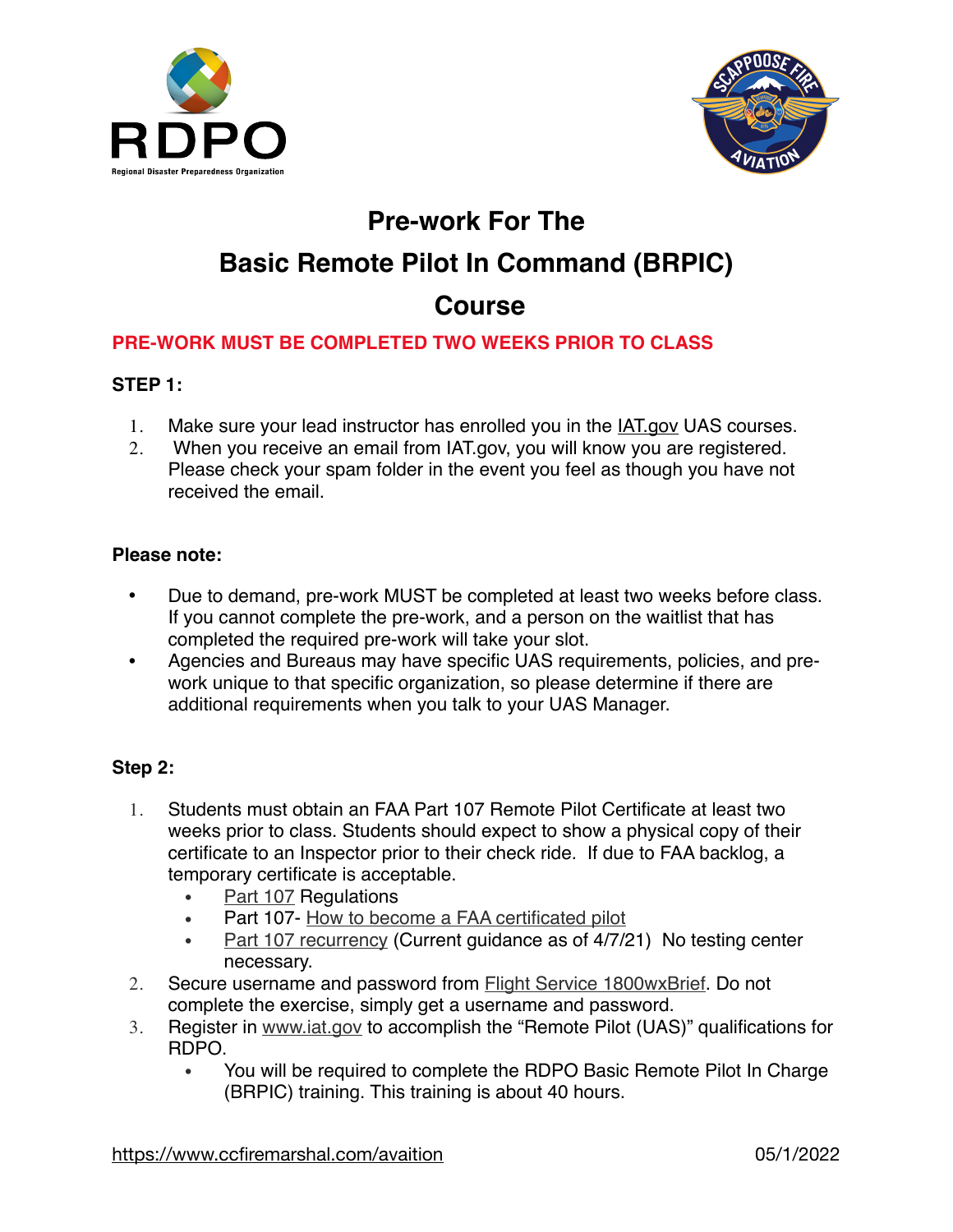# Pre-work For The

# Basic Remote Pilot In Command (BRPIC)

# Course

**PRE-WORK MUST BE COMPLETED TWO WEEKS PRIOR TO CLASS**

**STEP 1:**

1. Make sure your lead instructor has enrolled you in the IAT.gov UAS courses.
2. When you receive an email from IAT.gov, you will know you are registered. Please check your spam folder in the event you feel as though you have not received the email.

**Please note:**

- Due to demand, pre-work MUST be completed at least two weeks before class. If you cannot complete the pre-work, and a person on the waitlist that has completed the required pre-work will take your slot.
- Agencies and Bureaus may have specific UAS requirements, policies, and pre-work unique to that specific organization, so please determine if there are additional requirements when you talk to your UAS Manager.

**Step 2:**

1. Students must obtain an FAA Part 107 Remote Pilot Certificate at least two weeks prior to class. Students should expect to show a physical copy of their certificate to an Inspector prior to their check ride. If due to FAA backlog, a temporary certificate is acceptable.
   - Part 107 Regulations
   - Part 107- How to become a FAA certificated pilot
   - Part 107 recurrency (Current guidance as of 4/7/21) No testing center necessary.
2. Secure username and password from Flight Service 1800wxBrief. Do not complete the exercise, simply get a username and password.
3. Register in www.iat.gov to accomplish the "Remote Pilot (UAS)" qualifications for RDPO.
   - You will be required to complete the RDPO Basic Remote Pilot In Charge (BRPIC) training. This training is about 40 hours.

https://www.ccfiremarshal.com/avaition 05/1/2022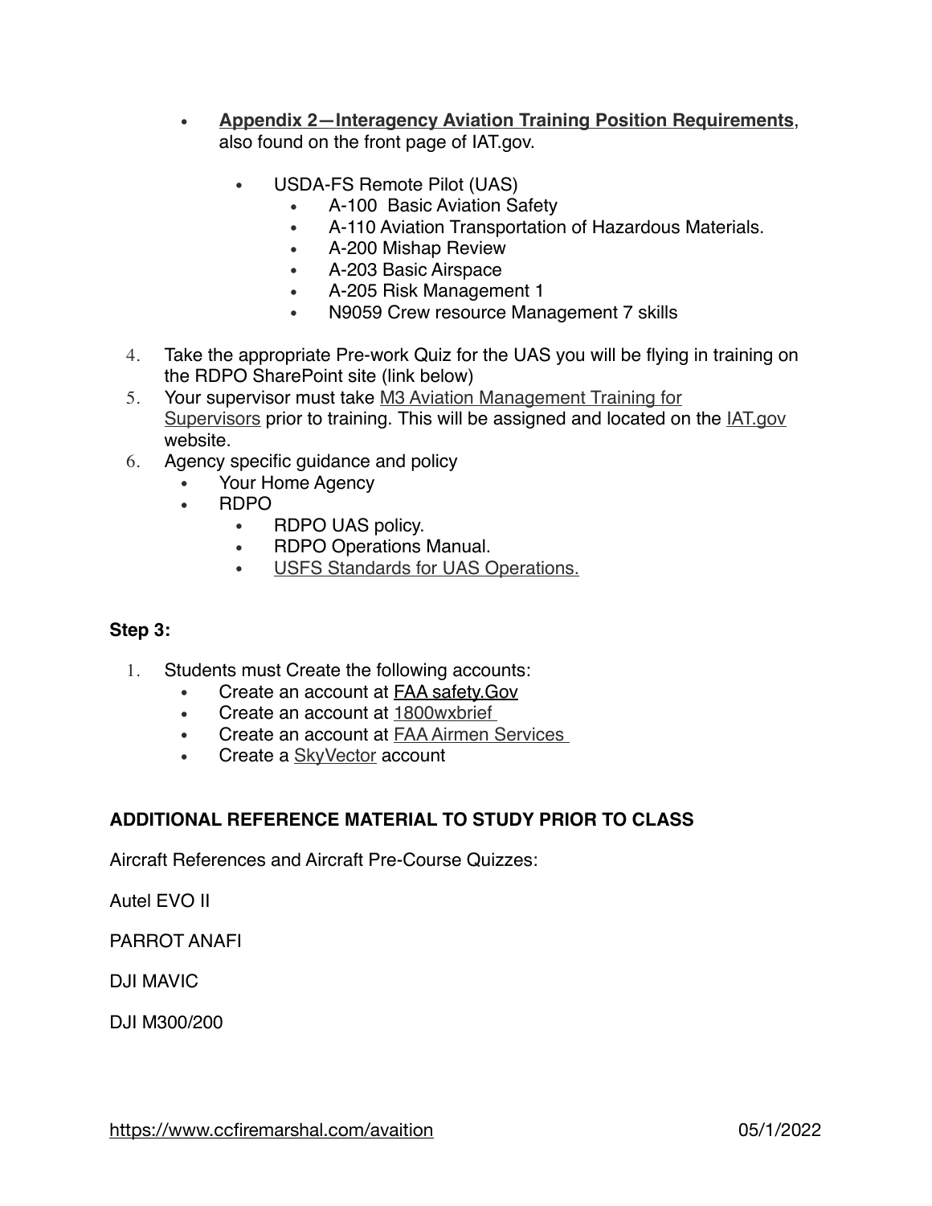- **Appendix 2—Interagency Aviation Training Position Requirements**, also found on the front page of IAT.gov.
    - USDA-FS Remote Pilot (UAS)
        - A-100  Basic Aviation Safety
        - A-110 Aviation Transportation of Hazardous Materials.
        - A-200 Mishap Review
        - A-203 Basic Airspace
        - A-205 Risk Management 1
        - N9059 Crew resource Management 7 skills

4. Take the appropriate Pre-work Quiz for the UAS you will be flying in training on the RDPO SharePoint site (link below)
5. Your supervisor must take M3 Aviation Management Training for Supervisors prior to training. This will be assigned and located on the IAT.gov website.
6. Agency specific guidance and policy
    - Your Home Agency
    - RDPO
        - RDPO UAS policy.
        - RDPO Operations Manual.
        - USFS Standards for UAS Operations.

**Step 3:**

1. Students must Create the following accounts:
    - Create an account at FAA safety.Gov
    - Create an account at 1800wxbrief
    - Create an account at FAA Airmen Services
    - Create a SkyVector account

**ADDITIONAL REFERENCE MATERIAL TO STUDY PRIOR TO CLASS**

Aircraft References and Aircraft Pre-Course Quizzes:

Autel EVO II

PARROT ANAFI

DJI MAVIC

DJI M300/200

https://www.ccfiremarshal.com/avaition 05/1/2022